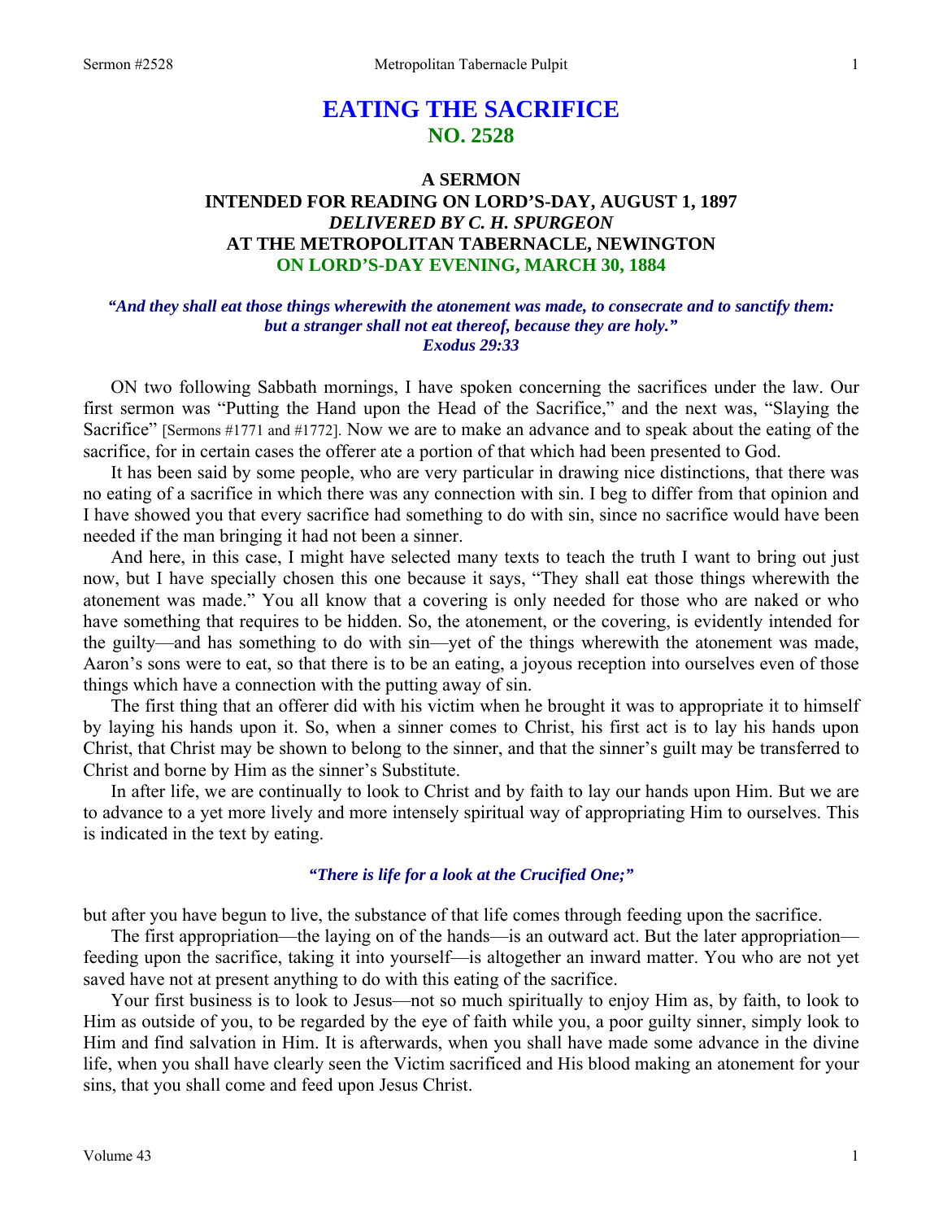# EATING THE SACRIFICE
## NO. 2528

### A SERMON
### INTENDED FOR READING ON LORD'S-DAY, AUGUST 1, 1897
### *DELIVERED BY C. H. SPURGEON*
### AT THE METROPOLITAN TABERNACLE, NEWINGTON
### ON LORD'S-DAY EVENING, MARCH 30, 1884

***"And they shall eat those things wherewith the atonement was made, to consecrate and to sanctify them: but a stranger shall not eat thereof, because they are holy." Exodus 29:33***

ON two following Sabbath mornings, I have spoken concerning the sacrifices under the law. Our first sermon was "Putting the Hand upon the Head of the Sacrifice," and the next was, "Slaying the Sacrifice" [Sermons #1771 and #1772]. Now we are to make an advance and to speak about the eating of the sacrifice, for in certain cases the offerer ate a portion of that which had been presented to God.

It has been said by some people, who are very particular in drawing nice distinctions, that there was no eating of a sacrifice in which there was any connection with sin. I beg to differ from that opinion and I have showed you that every sacrifice had something to do with sin, since no sacrifice would have been needed if the man bringing it had not been a sinner.

And here, in this case, I might have selected many texts to teach the truth I want to bring out just now, but I have specially chosen this one because it says, "They shall eat those things wherewith the atonement was made." You all know that a covering is only needed for those who are naked or who have something that requires to be hidden. So, the atonement, or the covering, is evidently intended for the guilty—and has something to do with sin—yet of the things wherewith the atonement was made, Aaron's sons were to eat, so that there is to be an eating, a joyous reception into ourselves even of those things which have a connection with the putting away of sin.

The first thing that an offerer did with his victim when he brought it was to appropriate it to himself by laying his hands upon it. So, when a sinner comes to Christ, his first act is to lay his hands upon Christ, that Christ may be shown to belong to the sinner, and that the sinner's guilt may be transferred to Christ and borne by Him as the sinner's Substitute.

In after life, we are continually to look to Christ and by faith to lay our hands upon Him. But we are to advance to a yet more lively and more intensely spiritual way of appropriating Him to ourselves. This is indicated in the text by eating.

***"There is life for a look at the Crucified One;"***

but after you have begun to live, the substance of that life comes through feeding upon the sacrifice.

The first appropriation—the laying on of the hands—is an outward act. But the later appropriation—feeding upon the sacrifice, taking it into yourself—is altogether an inward matter. You who are not yet saved have not at present anything to do with this eating of the sacrifice.

Your first business is to look to Jesus—not so much spiritually to enjoy Him as, by faith, to look to Him as outside of you, to be regarded by the eye of faith while you, a poor guilty sinner, simply look to Him and find salvation in Him. It is afterwards, when you shall have made some advance in the divine life, when you shall have clearly seen the Victim sacrificed and His blood making an atonement for your sins, that you shall come and feed upon Jesus Christ.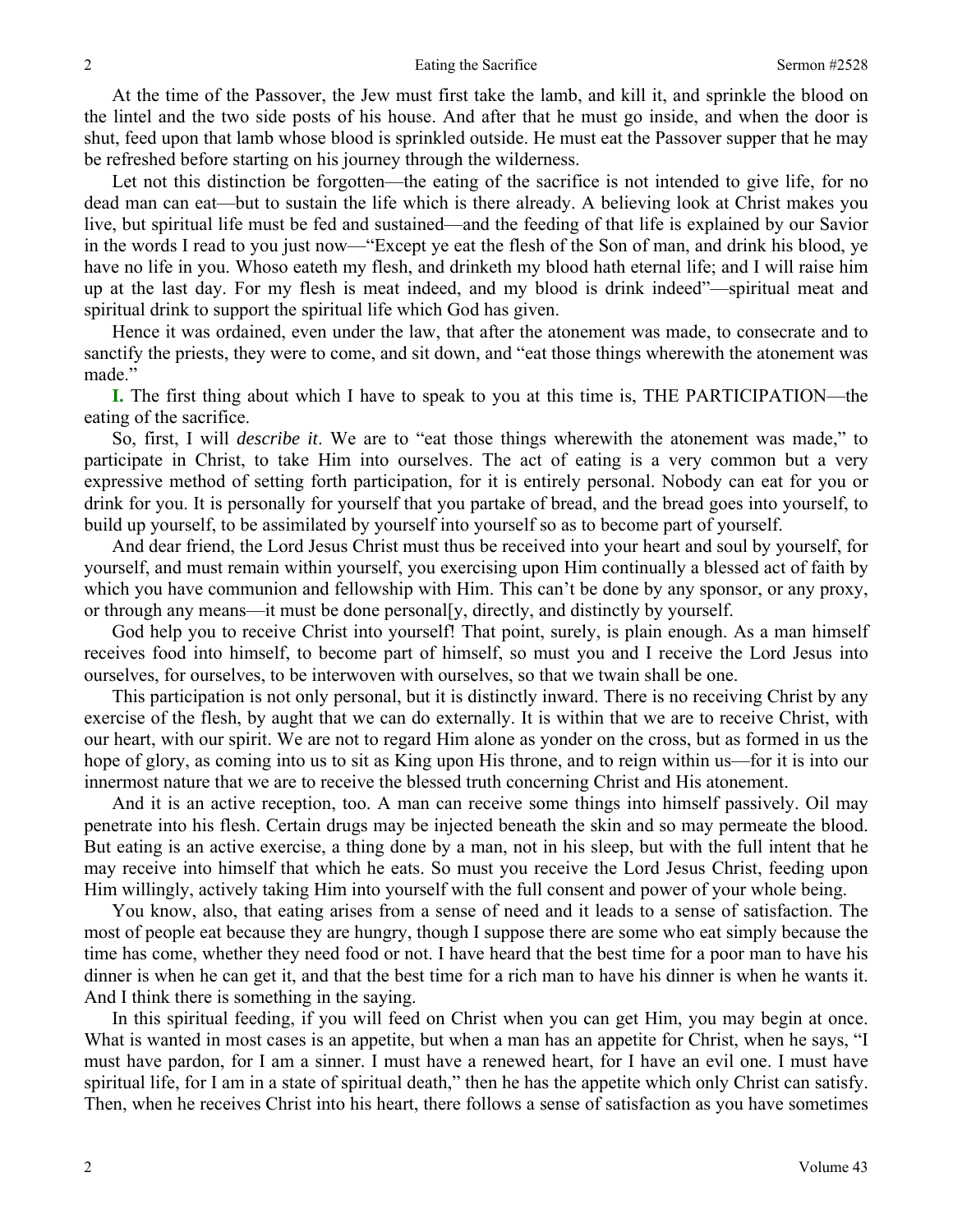At the time of the Passover, the Jew must first take the lamb, and kill it, and sprinkle the blood on the lintel and the two side posts of his house. And after that he must go inside, and when the door is shut, feed upon that lamb whose blood is sprinkled outside. He must eat the Passover supper that he may be refreshed before starting on his journey through the wilderness.

Let not this distinction be forgotten—the eating of the sacrifice is not intended to give life, for no dead man can eat—but to sustain the life which is there already. A believing look at Christ makes you live, but spiritual life must be fed and sustained—and the feeding of that life is explained by our Savior in the words I read to you just now—"Except ye eat the flesh of the Son of man, and drink his blood, ye have no life in you. Whoso eateth my flesh, and drinketh my blood hath eternal life; and I will raise him up at the last day. For my flesh is meat indeed, and my blood is drink indeed"—spiritual meat and spiritual drink to support the spiritual life which God has given.

Hence it was ordained, even under the law, that after the atonement was made, to consecrate and to sanctify the priests, they were to come, and sit down, and "eat those things wherewith the atonement was made."

**I.** The first thing about which I have to speak to you at this time is, THE PARTICIPATION—the eating of the sacrifice.

So, first, I will *describe it*. We are to "eat those things wherewith the atonement was made," to participate in Christ, to take Him into ourselves. The act of eating is a very common but a very expressive method of setting forth participation, for it is entirely personal. Nobody can eat for you or drink for you. It is personally for yourself that you partake of bread, and the bread goes into yourself, to build up yourself, to be assimilated by yourself into yourself so as to become part of yourself.

And dear friend, the Lord Jesus Christ must thus be received into your heart and soul by yourself, for yourself, and must remain within yourself, you exercising upon Him continually a blessed act of faith by which you have communion and fellowship with Him. This can't be done by any sponsor, or any proxy, or through any means—it must be done personal[y, directly, and distinctly by yourself.

God help you to receive Christ into yourself! That point, surely, is plain enough. As a man himself receives food into himself, to become part of himself, so must you and I receive the Lord Jesus into ourselves, for ourselves, to be interwoven with ourselves, so that we twain shall be one.

This participation is not only personal, but it is distinctly inward. There is no receiving Christ by any exercise of the flesh, by aught that we can do externally. It is within that we are to receive Christ, with our heart, with our spirit. We are not to regard Him alone as yonder on the cross, but as formed in us the hope of glory, as coming into us to sit as King upon His throne, and to reign within us—for it is into our innermost nature that we are to receive the blessed truth concerning Christ and His atonement.

And it is an active reception, too. A man can receive some things into himself passively. Oil may penetrate into his flesh. Certain drugs may be injected beneath the skin and so may permeate the blood. But eating is an active exercise, a thing done by a man, not in his sleep, but with the full intent that he may receive into himself that which he eats. So must you receive the Lord Jesus Christ, feeding upon Him willingly, actively taking Him into yourself with the full consent and power of your whole being.

You know, also, that eating arises from a sense of need and it leads to a sense of satisfaction. The most of people eat because they are hungry, though I suppose there are some who eat simply because the time has come, whether they need food or not. I have heard that the best time for a poor man to have his dinner is when he can get it, and that the best time for a rich man to have his dinner is when he wants it. And I think there is something in the saying.

In this spiritual feeding, if you will feed on Christ when you can get Him, you may begin at once. What is wanted in most cases is an appetite, but when a man has an appetite for Christ, when he says, "I must have pardon, for I am a sinner. I must have a renewed heart, for I have an evil one. I must have spiritual life, for I am in a state of spiritual death," then he has the appetite which only Christ can satisfy. Then, when he receives Christ into his heart, there follows a sense of satisfaction as you have sometimes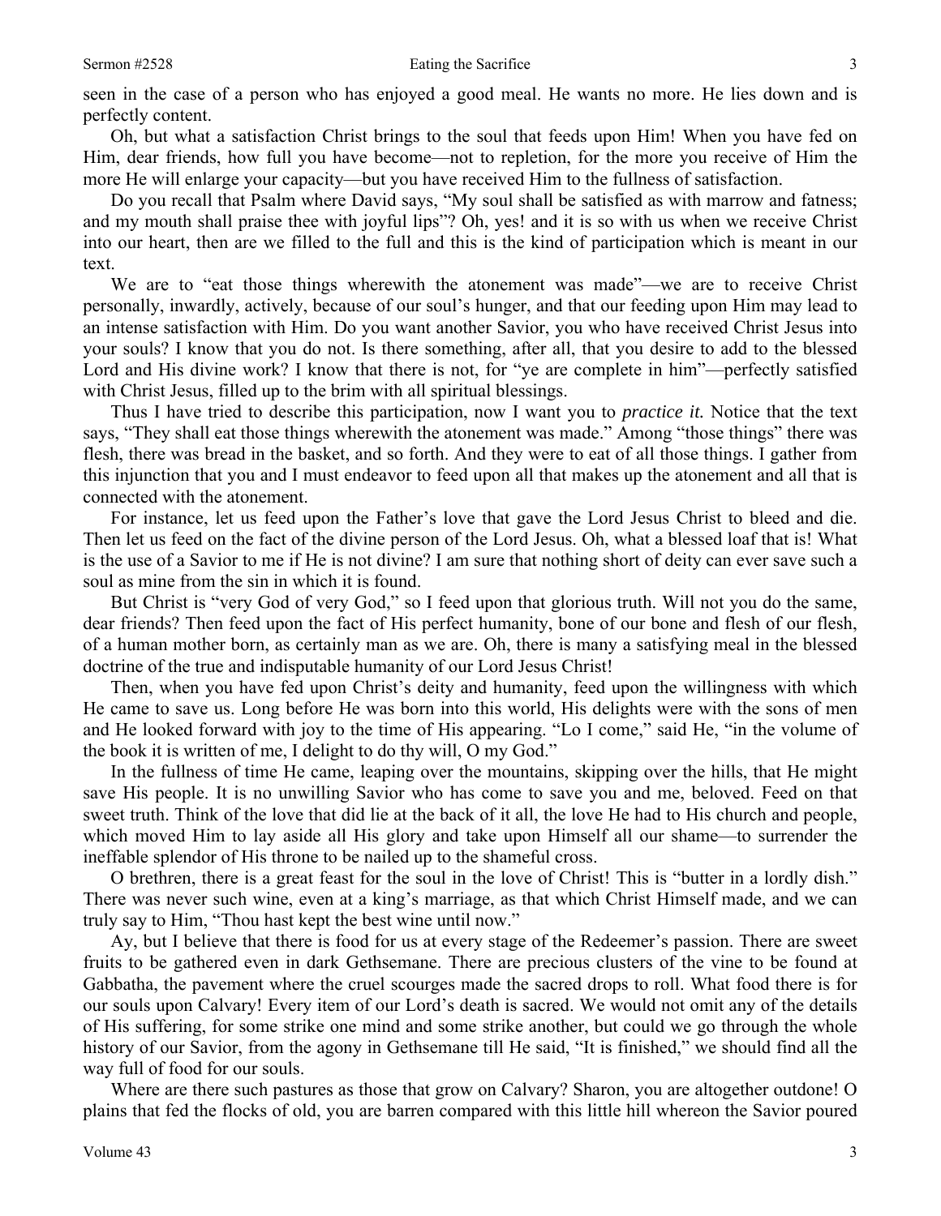seen in the case of a person who has enjoyed a good meal. He wants no more. He lies down and is perfectly content.

Oh, but what a satisfaction Christ brings to the soul that feeds upon Him! When you have fed on Him, dear friends, how full you have become—not to repletion, for the more you receive of Him the more He will enlarge your capacity—but you have received Him to the fullness of satisfaction.

Do you recall that Psalm where David says, "My soul shall be satisfied as with marrow and fatness; and my mouth shall praise thee with joyful lips"? Oh, yes! and it is so with us when we receive Christ into our heart, then are we filled to the full and this is the kind of participation which is meant in our text.

We are to "eat those things wherewith the atonement was made"—we are to receive Christ personally, inwardly, actively, because of our soul's hunger, and that our feeding upon Him may lead to an intense satisfaction with Him. Do you want another Savior, you who have received Christ Jesus into your souls? I know that you do not. Is there something, after all, that you desire to add to the blessed Lord and His divine work? I know that there is not, for "ye are complete in him"—perfectly satisfied with Christ Jesus, filled up to the brim with all spiritual blessings.

Thus I have tried to describe this participation, now I want you to *practice it.* Notice that the text says, "They shall eat those things wherewith the atonement was made." Among "those things" there was flesh, there was bread in the basket, and so forth. And they were to eat of all those things. I gather from this injunction that you and I must endeavor to feed upon all that makes up the atonement and all that is connected with the atonement.

For instance, let us feed upon the Father's love that gave the Lord Jesus Christ to bleed and die. Then let us feed on the fact of the divine person of the Lord Jesus. Oh, what a blessed loaf that is! What is the use of a Savior to me if He is not divine? I am sure that nothing short of deity can ever save such a soul as mine from the sin in which it is found.

But Christ is "very God of very God," so I feed upon that glorious truth. Will not you do the same, dear friends? Then feed upon the fact of His perfect humanity, bone of our bone and flesh of our flesh, of a human mother born, as certainly man as we are. Oh, there is many a satisfying meal in the blessed doctrine of the true and indisputable humanity of our Lord Jesus Christ!

Then, when you have fed upon Christ's deity and humanity, feed upon the willingness with which He came to save us. Long before He was born into this world, His delights were with the sons of men and He looked forward with joy to the time of His appearing. "Lo I come," said He, "in the volume of the book it is written of me, I delight to do thy will, O my God."

In the fullness of time He came, leaping over the mountains, skipping over the hills, that He might save His people. It is no unwilling Savior who has come to save you and me, beloved. Feed on that sweet truth. Think of the love that did lie at the back of it all, the love He had to His church and people, which moved Him to lay aside all His glory and take upon Himself all our shame—to surrender the ineffable splendor of His throne to be nailed up to the shameful cross.

O brethren, there is a great feast for the soul in the love of Christ! This is "butter in a lordly dish." There was never such wine, even at a king's marriage, as that which Christ Himself made, and we can truly say to Him, "Thou hast kept the best wine until now."

Ay, but I believe that there is food for us at every stage of the Redeemer's passion. There are sweet fruits to be gathered even in dark Gethsemane. There are precious clusters of the vine to be found at Gabbatha, the pavement where the cruel scourges made the sacred drops to roll. What food there is for our souls upon Calvary! Every item of our Lord's death is sacred. We would not omit any of the details of His suffering, for some strike one mind and some strike another, but could we go through the whole history of our Savior, from the agony in Gethsemane till He said, "It is finished," we should find all the way full of food for our souls.

Where are there such pastures as those that grow on Calvary? Sharon, you are altogether outdone! O plains that fed the flocks of old, you are barren compared with this little hill whereon the Savior poured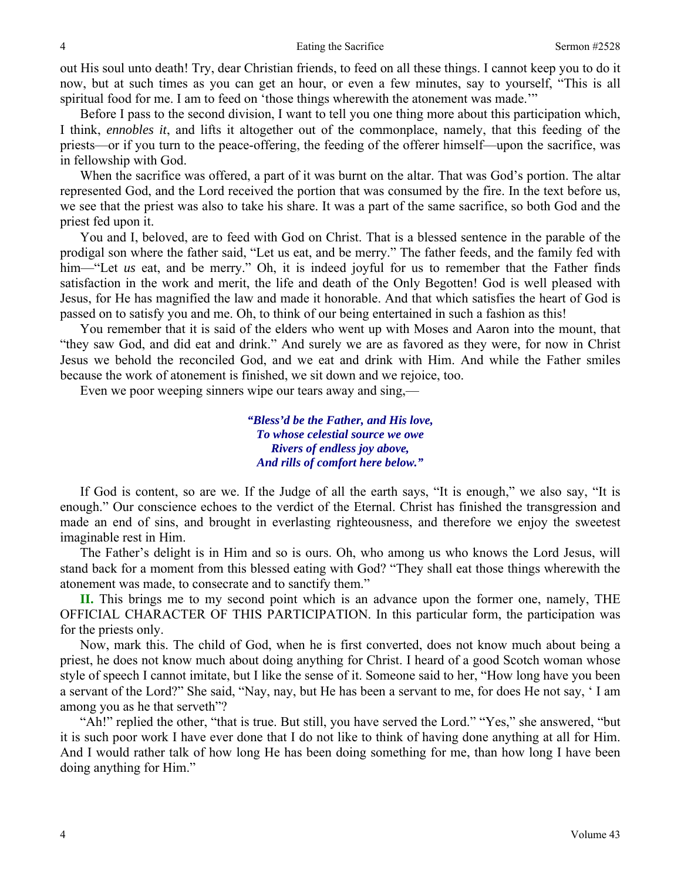out His soul unto death! Try, dear Christian friends, to feed on all these things. I cannot keep you to do it now, but at such times as you can get an hour, or even a few minutes, say to yourself, "This is all spiritual food for me. I am to feed on 'those things wherewith the atonement was made.'"

Before I pass to the second division, I want to tell you one thing more about this participation which, I think, *ennobles it*, and lifts it altogether out of the commonplace, namely, that this feeding of the priests—or if you turn to the peace-offering, the feeding of the offerer himself—upon the sacrifice, was in fellowship with God.

When the sacrifice was offered, a part of it was burnt on the altar. That was God's portion. The altar represented God, and the Lord received the portion that was consumed by the fire. In the text before us, we see that the priest was also to take his share. It was a part of the same sacrifice, so both God and the priest fed upon it.

You and I, beloved, are to feed with God on Christ. That is a blessed sentence in the parable of the prodigal son where the father said, "Let us eat, and be merry." The father feeds, and the family fed with him—"Let *us* eat, and be merry." Oh, it is indeed joyful for us to remember that the Father finds satisfaction in the work and merit, the life and death of the Only Begotten! God is well pleased with Jesus, for He has magnified the law and made it honorable. And that which satisfies the heart of God is passed on to satisfy you and me. Oh, to think of our being entertained in such a fashion as this!

You remember that it is said of the elders who went up with Moses and Aaron into the mount, that "they saw God, and did eat and drink." And surely we are as favored as they were, for now in Christ Jesus we behold the reconciled God, and we eat and drink with Him. And while the Father smiles because the work of atonement is finished, we sit down and we rejoice, too.

Even we poor weeping sinners wipe our tears away and sing,—

> ***"Bless'd be the Father, and His love,***
> ***To whose celestial source we owe***
> ***Rivers of endless joy above,***
> ***And rills of comfort here below."***

If God is content, so are we. If the Judge of all the earth says, "It is enough," we also say, "It is enough." Our conscience echoes to the verdict of the Eternal. Christ has finished the transgression and made an end of sins, and brought in everlasting righteousness, and therefore we enjoy the sweetest imaginable rest in Him.

The Father's delight is in Him and so is ours. Oh, who among us who knows the Lord Jesus, will stand back for a moment from this blessed eating with God? "They shall eat those things wherewith the atonement was made, to consecrate and to sanctify them."

**II.** This brings me to my second point which is an advance upon the former one, namely, THE OFFICIAL CHARACTER OF THIS PARTICIPATION. In this particular form, the participation was for the priests only.

Now, mark this. The child of God, when he is first converted, does not know much about being a priest, he does not know much about doing anything for Christ. I heard of a good Scotch woman whose style of speech I cannot imitate, but I like the sense of it. Someone said to her, "How long have you been a servant of the Lord?" She said, "Nay, nay, but He has been a servant to me, for does He not say, ' I am among you as he that serveth"?

"Ah!" replied the other, "that is true. But still, you have served the Lord." "Yes," she answered, "but it is such poor work I have ever done that I do not like to think of having done anything at all for Him. And I would rather talk of how long He has been doing something for me, than how long I have been doing anything for Him."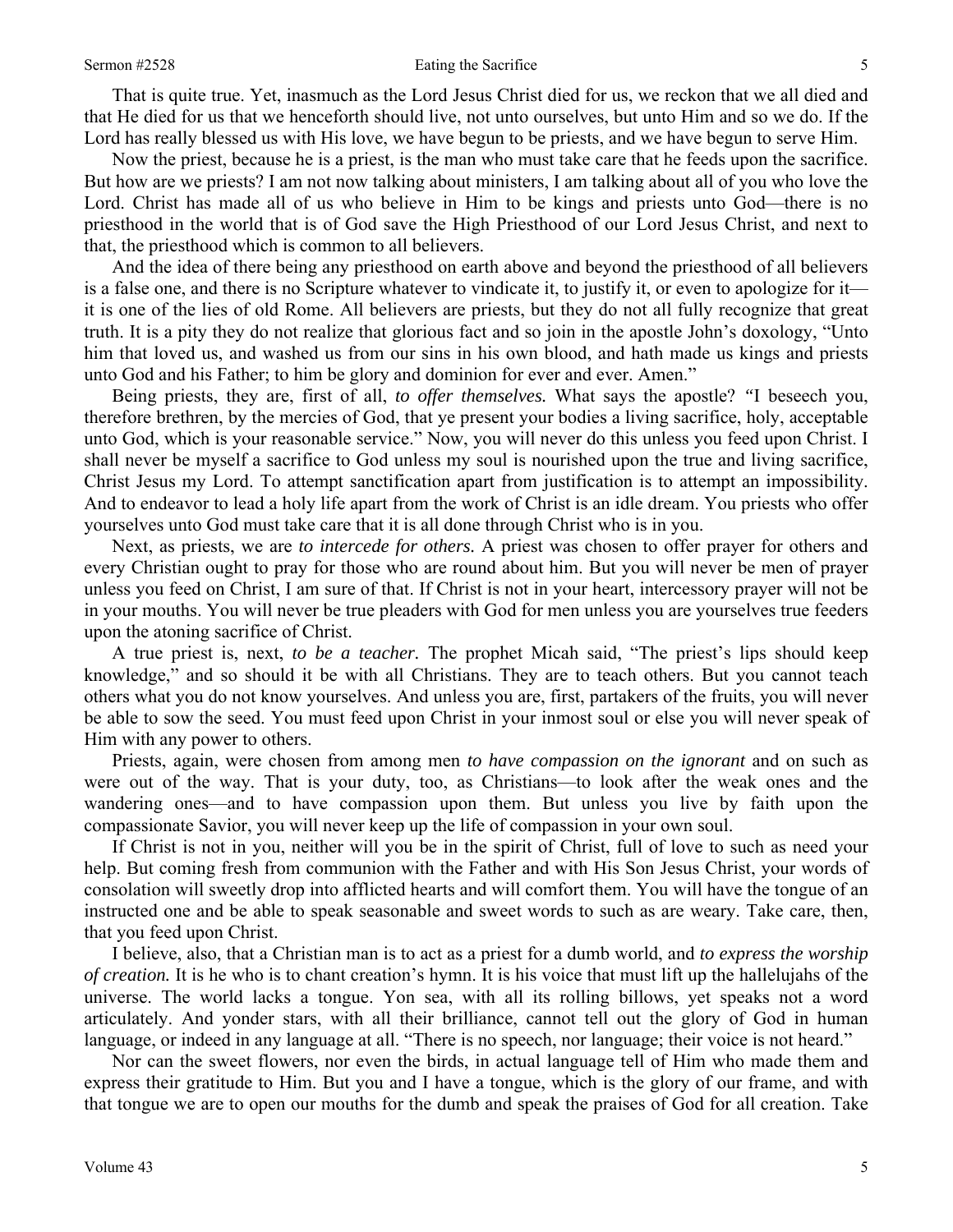That is quite true. Yet, inasmuch as the Lord Jesus Christ died for us, we reckon that we all died and that He died for us that we henceforth should live, not unto ourselves, but unto Him and so we do. If the Lord has really blessed us with His love, we have begun to be priests, and we have begun to serve Him.

Now the priest, because he is a priest, is the man who must take care that he feeds upon the sacrifice. But how are we priests? I am not now talking about ministers, I am talking about all of you who love the Lord. Christ has made all of us who believe in Him to be kings and priests unto God—there is no priesthood in the world that is of God save the High Priesthood of our Lord Jesus Christ, and next to that, the priesthood which is common to all believers.

And the idea of there being any priesthood on earth above and beyond the priesthood of all believers is a false one, and there is no Scripture whatever to vindicate it, to justify it, or even to apologize for it—it is one of the lies of old Rome. All believers are priests, but they do not all fully recognize that great truth. It is a pity they do not realize that glorious fact and so join in the apostle John's doxology, "Unto him that loved us, and washed us from our sins in his own blood, and hath made us kings and priests unto God and his Father; to him be glory and dominion for ever and ever. Amen."

Being priests, they are, first of all, *to offer themselves.* What says the apostle? "I beseech you, therefore brethren, by the mercies of God, that ye present your bodies a living sacrifice, holy, acceptable unto God, which is your reasonable service." Now, you will never do this unless you feed upon Christ. I shall never be myself a sacrifice to God unless my soul is nourished upon the true and living sacrifice, Christ Jesus my Lord. To attempt sanctification apart from justification is to attempt an impossibility. And to endeavor to lead a holy life apart from the work of Christ is an idle dream. You priests who offer yourselves unto God must take care that it is all done through Christ who is in you.

Next, as priests, we are *to intercede for others.* A priest was chosen to offer prayer for others and every Christian ought to pray for those who are round about him. But you will never be men of prayer unless you feed on Christ, I am sure of that. If Christ is not in your heart, intercessory prayer will not be in your mouths. You will never be true pleaders with God for men unless you are yourselves true feeders upon the atoning sacrifice of Christ.

A true priest is, next, *to be a teacher.* The prophet Micah said, "The priest's lips should keep knowledge," and so should it be with all Christians. They are to teach others. But you cannot teach others what you do not know yourselves. And unless you are, first, partakers of the fruits, you will never be able to sow the seed. You must feed upon Christ in your inmost soul or else you will never speak of Him with any power to others.

Priests, again, were chosen from among men *to have compassion on the ignorant* and on such as were out of the way. That is your duty, too, as Christians—to look after the weak ones and the wandering ones—and to have compassion upon them. But unless you live by faith upon the compassionate Savior, you will never keep up the life of compassion in your own soul.

If Christ is not in you, neither will you be in the spirit of Christ, full of love to such as need your help. But coming fresh from communion with the Father and with His Son Jesus Christ, your words of consolation will sweetly drop into afflicted hearts and will comfort them. You will have the tongue of an instructed one and be able to speak seasonable and sweet words to such as are weary. Take care, then, that you feed upon Christ.

I believe, also, that a Christian man is to act as a priest for a dumb world, and *to express the worship of creation.* It is he who is to chant creation's hymn. It is his voice that must lift up the hallelujahs of the universe. The world lacks a tongue. Yon sea, with all its rolling billows, yet speaks not a word articulately. And yonder stars, with all their brilliance, cannot tell out the glory of God in human language, or indeed in any language at all. "There is no speech, nor language; their voice is not heard."

Nor can the sweet flowers, nor even the birds, in actual language tell of Him who made them and express their gratitude to Him. But you and I have a tongue, which is the glory of our frame, and with that tongue we are to open our mouths for the dumb and speak the praises of God for all creation. Take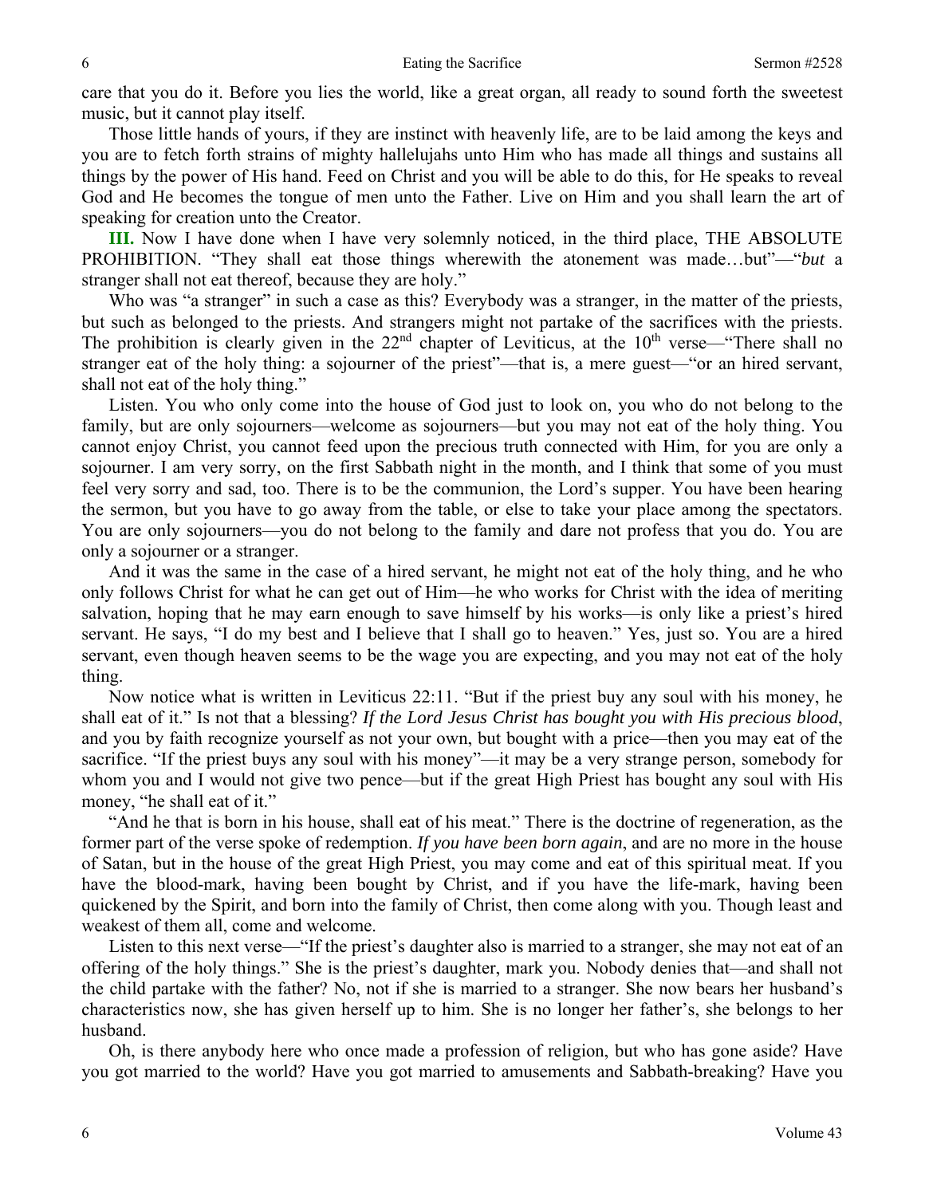care that you do it. Before you lies the world, like a great organ, all ready to sound forth the sweetest music, but it cannot play itself.

Those little hands of yours, if they are instinct with heavenly life, are to be laid among the keys and you are to fetch forth strains of mighty hallelujahs unto Him who has made all things and sustains all things by the power of His hand. Feed on Christ and you will be able to do this, for He speaks to reveal God and He becomes the tongue of men unto the Father. Live on Him and you shall learn the art of speaking for creation unto the Creator.

**III.** Now I have done when I have very solemnly noticed, in the third place, THE ABSOLUTE PROHIBITION. "They shall eat those things wherewith the atonement was made…but"—"*but* a stranger shall not eat thereof, because they are holy."

Who was "a stranger" in such a case as this? Everybody was a stranger, in the matter of the priests, but such as belonged to the priests. And strangers might not partake of the sacrifices with the priests. The prohibition is clearly given in the 22nd chapter of Leviticus, at the 10th verse—"There shall no stranger eat of the holy thing: a sojourner of the priest"—that is, a mere guest—"or an hired servant, shall not eat of the holy thing."

Listen. You who only come into the house of God just to look on, you who do not belong to the family, but are only sojourners—welcome as sojourners—but you may not eat of the holy thing. You cannot enjoy Christ, you cannot feed upon the precious truth connected with Him, for you are only a sojourner. I am very sorry, on the first Sabbath night in the month, and I think that some of you must feel very sorry and sad, too. There is to be the communion, the Lord's supper. You have been hearing the sermon, but you have to go away from the table, or else to take your place among the spectators. You are only sojourners—you do not belong to the family and dare not profess that you do. You are only a sojourner or a stranger.

And it was the same in the case of a hired servant, he might not eat of the holy thing, and he who only follows Christ for what he can get out of Him—he who works for Christ with the idea of meriting salvation, hoping that he may earn enough to save himself by his works—is only like a priest's hired servant. He says, "I do my best and I believe that I shall go to heaven." Yes, just so. You are a hired servant, even though heaven seems to be the wage you are expecting, and you may not eat of the holy thing.

Now notice what is written in Leviticus 22:11. "But if the priest buy any soul with his money, he shall eat of it." Is not that a blessing? *If the Lord Jesus Christ has bought you with His precious blood*, and you by faith recognize yourself as not your own, but bought with a price—then you may eat of the sacrifice. "If the priest buys any soul with his money"—it may be a very strange person, somebody for whom you and I would not give two pence—but if the great High Priest has bought any soul with His money, "he shall eat of it."

"And he that is born in his house, shall eat of his meat." There is the doctrine of regeneration, as the former part of the verse spoke of redemption. *If you have been born again*, and are no more in the house of Satan, but in the house of the great High Priest, you may come and eat of this spiritual meat. If you have the blood-mark, having been bought by Christ, and if you have the life-mark, having been quickened by the Spirit, and born into the family of Christ, then come along with you. Though least and weakest of them all, come and welcome.

Listen to this next verse—"If the priest's daughter also is married to a stranger, she may not eat of an offering of the holy things." She is the priest's daughter, mark you. Nobody denies that—and shall not the child partake with the father? No, not if she is married to a stranger. She now bears her husband's characteristics now, she has given herself up to him. She is no longer her father's, she belongs to her husband.

Oh, is there anybody here who once made a profession of religion, but who has gone aside? Have you got married to the world? Have you got married to amusements and Sabbath-breaking? Have you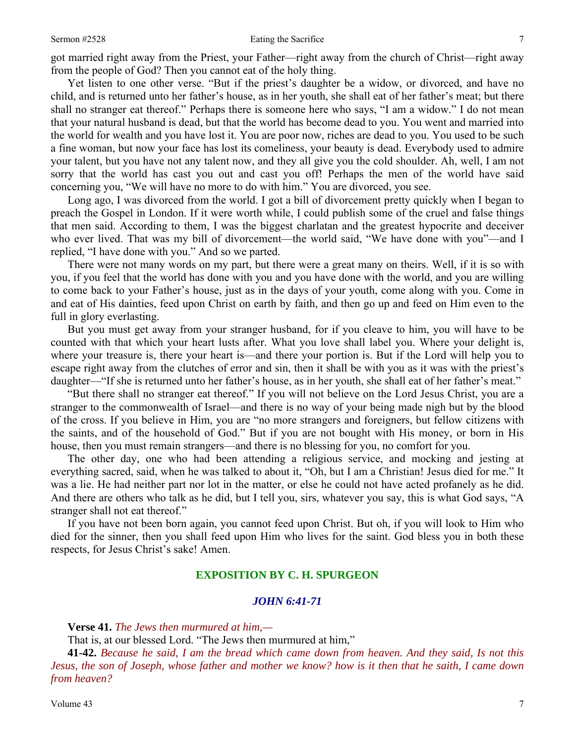got married right away from the Priest, your Father—right away from the church of Christ—right away from the people of God? Then you cannot eat of the holy thing.

Yet listen to one other verse. "But if the priest's daughter be a widow, or divorced, and have no child, and is returned unto her father's house, as in her youth, she shall eat of her father's meat; but there shall no stranger eat thereof." Perhaps there is someone here who says, "I am a widow." I do not mean that your natural husband is dead, but that the world has become dead to you. You went and married into the world for wealth and you have lost it. You are poor now, riches are dead to you. You used to be such a fine woman, but now your face has lost its comeliness, your beauty is dead. Everybody used to admire your talent, but you have not any talent now, and they all give you the cold shoulder. Ah, well, I am not sorry that the world has cast you out and cast you off! Perhaps the men of the world have said concerning you, "We will have no more to do with him." You are divorced, you see.

Long ago, I was divorced from the world. I got a bill of divorcement pretty quickly when I began to preach the Gospel in London. If it were worth while, I could publish some of the cruel and false things that men said. According to them, I was the biggest charlatan and the greatest hypocrite and deceiver who ever lived. That was my bill of divorcement—the world said, "We have done with you"—and I replied, "I have done with you." And so we parted.

There were not many words on my part, but there were a great many on theirs. Well, if it is so with you, if you feel that the world has done with you and you have done with the world, and you are willing to come back to your Father's house, just as in the days of your youth, come along with you. Come in and eat of His dainties, feed upon Christ on earth by faith, and then go up and feed on Him even to the full in glory everlasting.

But you must get away from your stranger husband, for if you cleave to him, you will have to be counted with that which your heart lusts after. What you love shall label you. Where your delight is, where your treasure is, there your heart is—and there your portion is. But if the Lord will help you to escape right away from the clutches of error and sin, then it shall be with you as it was with the priest's daughter—"If she is returned unto her father's house, as in her youth, she shall eat of her father's meat."

"But there shall no stranger eat thereof." If you will not believe on the Lord Jesus Christ, you are a stranger to the commonwealth of Israel—and there is no way of your being made nigh but by the blood of the cross. If you believe in Him, you are "no more strangers and foreigners, but fellow citizens with the saints, and of the household of God." But if you are not bought with His money, or born in His house, then you must remain strangers—and there is no blessing for you, no comfort for you.

The other day, one who had been attending a religious service, and mocking and jesting at everything sacred, said, when he was talked to about it, "Oh, but I am a Christian! Jesus died for me." It was a lie. He had neither part nor lot in the matter, or else he could not have acted profanely as he did. And there are others who talk as he did, but I tell you, sirs, whatever you say, this is what God says, "A stranger shall not eat thereof."

If you have not been born again, you cannot feed upon Christ. But oh, if you will look to Him who died for the sinner, then you shall feed upon Him who lives for the saint. God bless you in both these respects, for Jesus Christ's sake! Amen.

## EXPOSITION BY C. H. SPURGEON

### *JOHN 6:41-71*

**Verse 41.** *The Jews then murmured at him,—*

That is, at our blessed Lord. "The Jews then murmured at him,"

**41-42.** *Because he said, I am the bread which came down from heaven. And they said, Is not this Jesus, the son of Joseph, whose father and mother we know? how is it then that he saith, I came down from heaven?*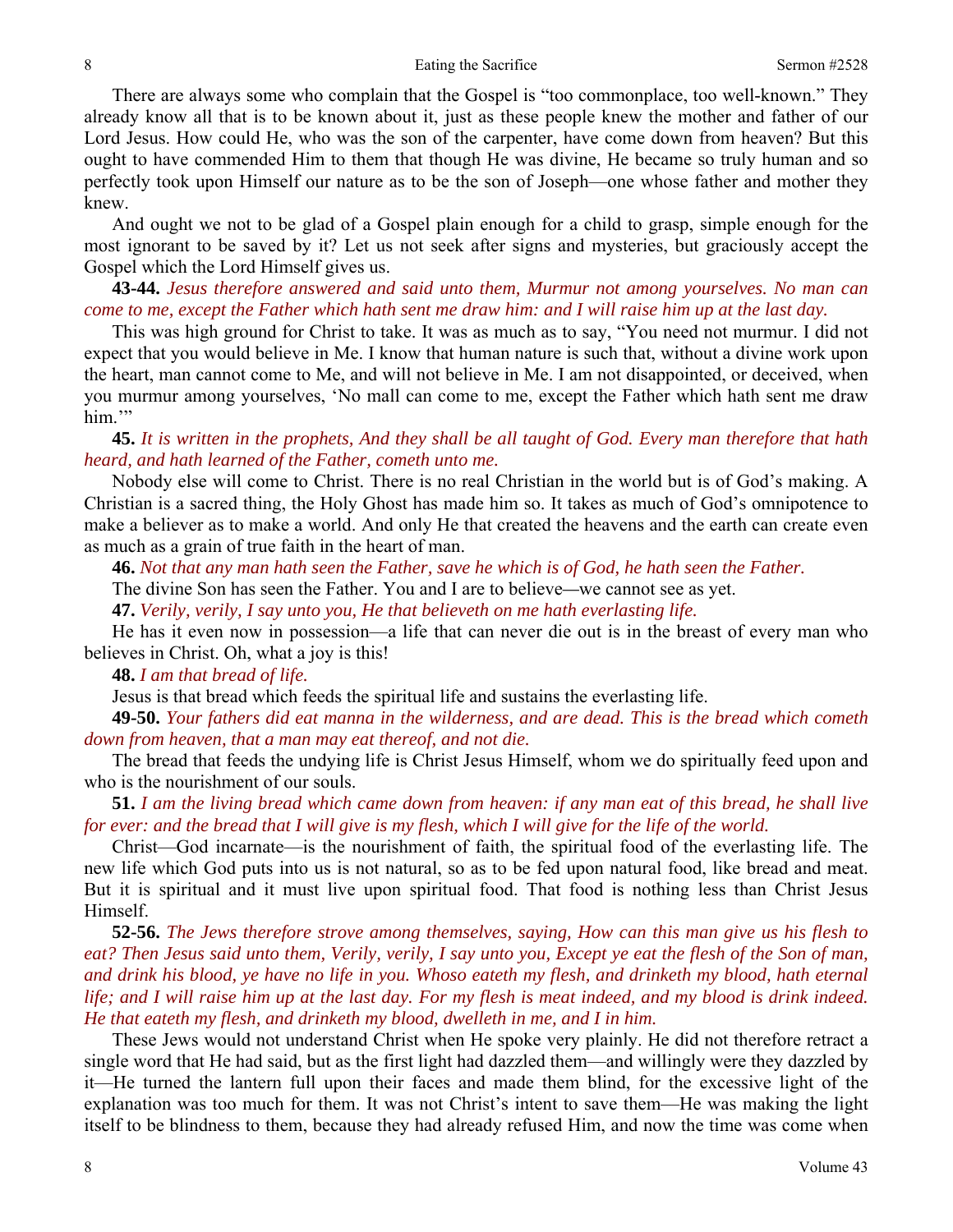There are always some who complain that the Gospel is "too commonplace, too well-known." They already know all that is to be known about it, just as these people knew the mother and father of our Lord Jesus. How could He, who was the son of the carpenter, have come down from heaven? But this ought to have commended Him to them that though He was divine, He became so truly human and so perfectly took upon Himself our nature as to be the son of Joseph—one whose father and mother they knew.

And ought we not to be glad of a Gospel plain enough for a child to grasp, simple enough for the most ignorant to be saved by it? Let us not seek after signs and mysteries, but graciously accept the Gospel which the Lord Himself gives us.

**43-44.** *Jesus therefore answered and said unto them, Murmur not among yourselves. No man can come to me, except the Father which hath sent me draw him: and I will raise him up at the last day.*

This was high ground for Christ to take. It was as much as to say, "You need not murmur. I did not expect that you would believe in Me. I know that human nature is such that, without a divine work upon the heart, man cannot come to Me, and will not believe in Me. I am not disappointed, or deceived, when you murmur among yourselves, 'No mall can come to me, except the Father which hath sent me draw him.'"

**45.** *It is written in the prophets, And they shall be all taught of God. Every man therefore that hath heard, and hath learned of the Father, cometh unto me.*

Nobody else will come to Christ. There is no real Christian in the world but is of God's making. A Christian is a sacred thing, the Holy Ghost has made him so. It takes as much of God's omnipotence to make a believer as to make a world. And only He that created the heavens and the earth can create even as much as a grain of true faith in the heart of man.

**46.** *Not that any man hath seen the Father, save he which is of God, he hath seen the Father.*

The divine Son has seen the Father. You and I are to believe—we cannot see as yet.

**47.** *Verily, verily, I say unto you, He that believeth on me hath everlasting life.*

He has it even now in possession—a life that can never die out is in the breast of every man who believes in Christ. Oh, what a joy is this!

**48.** *I am that bread of life.*

Jesus is that bread which feeds the spiritual life and sustains the everlasting life.

**49-50.** *Your fathers did eat manna in the wilderness, and are dead. This is the bread which cometh down from heaven, that a man may eat thereof, and not die.*

The bread that feeds the undying life is Christ Jesus Himself, whom we do spiritually feed upon and who is the nourishment of our souls.

**51.** *I am the living bread which came down from heaven: if any man eat of this bread, he shall live for ever: and the bread that I will give is my flesh, which I will give for the life of the world.*

Christ—God incarnate—is the nourishment of faith, the spiritual food of the everlasting life. The new life which God puts into us is not natural, so as to be fed upon natural food, like bread and meat. But it is spiritual and it must live upon spiritual food. That food is nothing less than Christ Jesus Himself.

**52-56.** *The Jews therefore strove among themselves, saying, How can this man give us his flesh to eat? Then Jesus said unto them, Verily, verily, I say unto you, Except ye eat the flesh of the Son of man, and drink his blood, ye have no life in you. Whoso eateth my flesh, and drinketh my blood, hath eternal life; and I will raise him up at the last day. For my flesh is meat indeed, and my blood is drink indeed. He that eateth my flesh, and drinketh my blood, dwelleth in me, and I in him.*

These Jews would not understand Christ when He spoke very plainly. He did not therefore retract a single word that He had said, but as the first light had dazzled them—and willingly were they dazzled by it—He turned the lantern full upon their faces and made them blind, for the excessive light of the explanation was too much for them. It was not Christ's intent to save them—He was making the light itself to be blindness to them, because they had already refused Him, and now the time was come when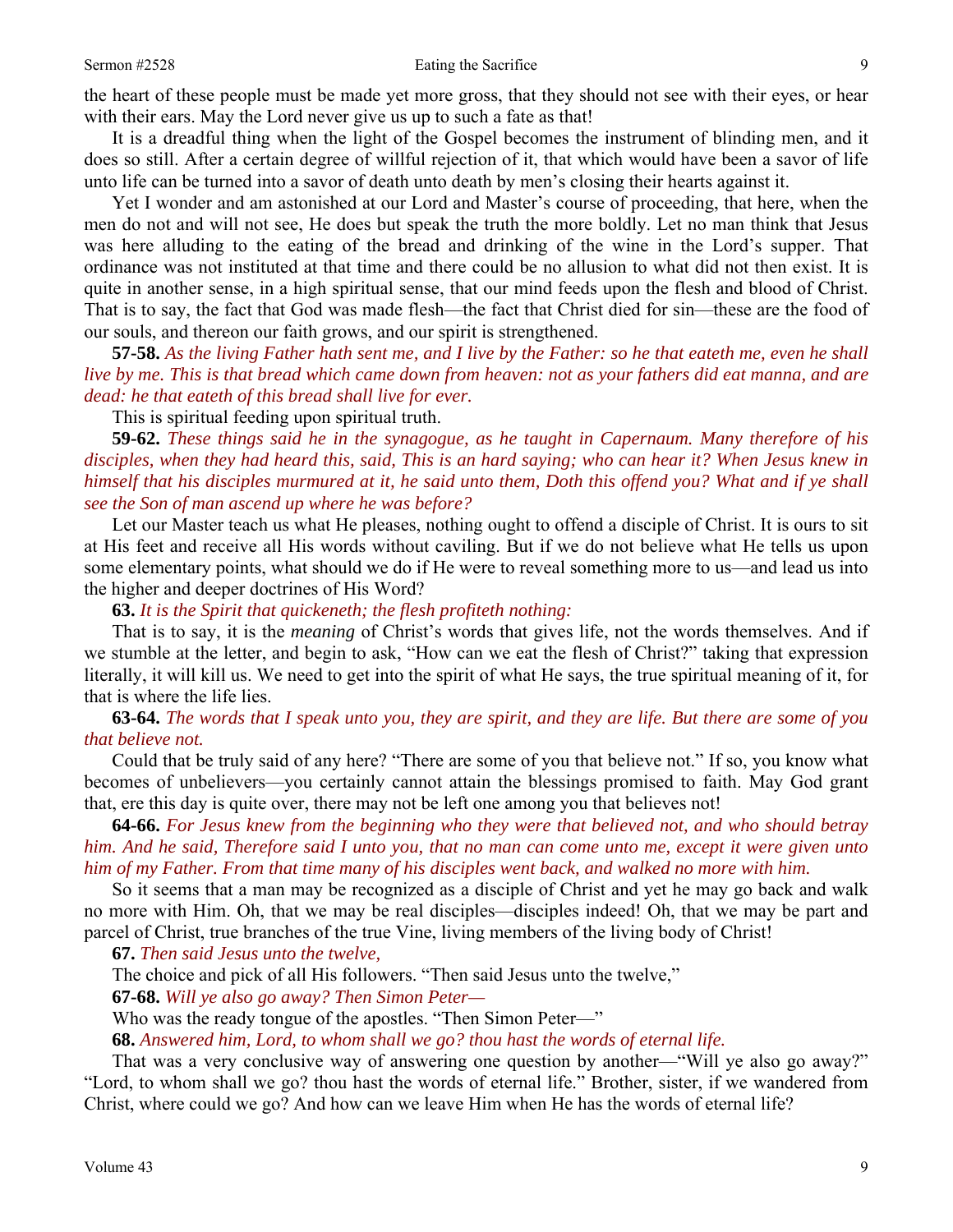the heart of these people must be made yet more gross, that they should not see with their eyes, or hear with their ears. May the Lord never give us up to such a fate as that!

It is a dreadful thing when the light of the Gospel becomes the instrument of blinding men, and it does so still. After a certain degree of willful rejection of it, that which would have been a savor of life unto life can be turned into a savor of death unto death by men's closing their hearts against it.

Yet I wonder and am astonished at our Lord and Master's course of proceeding, that here, when the men do not and will not see, He does but speak the truth the more boldly. Let no man think that Jesus was here alluding to the eating of the bread and drinking of the wine in the Lord's supper. That ordinance was not instituted at that time and there could be no allusion to what did not then exist. It is quite in another sense, in a high spiritual sense, that our mind feeds upon the flesh and blood of Christ. That is to say, the fact that God was made flesh—the fact that Christ died for sin—these are the food of our souls, and thereon our faith grows, and our spirit is strengthened.

**57-58.** *As the living Father hath sent me, and I live by the Father: so he that eateth me, even he shall live by me. This is that bread which came down from heaven: not as your fathers did eat manna, and are dead: he that eateth of this bread shall live for ever.*

This is spiritual feeding upon spiritual truth.

**59-62.** *These things said he in the synagogue, as he taught in Capernaum. Many therefore of his disciples, when they had heard this, said, This is an hard saying; who can hear it? When Jesus knew in himself that his disciples murmured at it, he said unto them, Doth this offend you? What and if ye shall see the Son of man ascend up where he was before?*

Let our Master teach us what He pleases, nothing ought to offend a disciple of Christ. It is ours to sit at His feet and receive all His words without caviling. But if we do not believe what He tells us upon some elementary points, what should we do if He were to reveal something more to us—and lead us into the higher and deeper doctrines of His Word?

**63.** *It is the Spirit that quickeneth; the flesh profiteth nothing:*

That is to say, it is the *meaning* of Christ's words that gives life, not the words themselves. And if we stumble at the letter, and begin to ask, "How can we eat the flesh of Christ?" taking that expression literally, it will kill us. We need to get into the spirit of what He says, the true spiritual meaning of it, for that is where the life lies.

**63-64.** *The words that I speak unto you, they are spirit, and they are life. But there are some of you that believe not.*

Could that be truly said of any here? "There are some of you that believe not." If so, you know what becomes of unbelievers—you certainly cannot attain the blessings promised to faith. May God grant that, ere this day is quite over, there may not be left one among you that believes not!

**64-66.** *For Jesus knew from the beginning who they were that believed not, and who should betray him. And he said, Therefore said I unto you, that no man can come unto me, except it were given unto him of my Father. From that time many of his disciples went back, and walked no more with him.*

So it seems that a man may be recognized as a disciple of Christ and yet he may go back and walk no more with Him. Oh, that we may be real disciples—disciples indeed! Oh, that we may be part and parcel of Christ, true branches of the true Vine, living members of the living body of Christ!

**67.** *Then said Jesus unto the twelve,*

The choice and pick of all His followers. "Then said Jesus unto the twelve,"

**67-68.** *Will ye also go away? Then Simon Peter—*

Who was the ready tongue of the apostles. "Then Simon Peter—"

**68.** *Answered him, Lord, to whom shall we go? thou hast the words of eternal life.*

That was a very conclusive way of answering one question by another—"Will ye also go away?" "Lord, to whom shall we go? thou hast the words of eternal life." Brother, sister, if we wandered from Christ, where could we go? And how can we leave Him when He has the words of eternal life?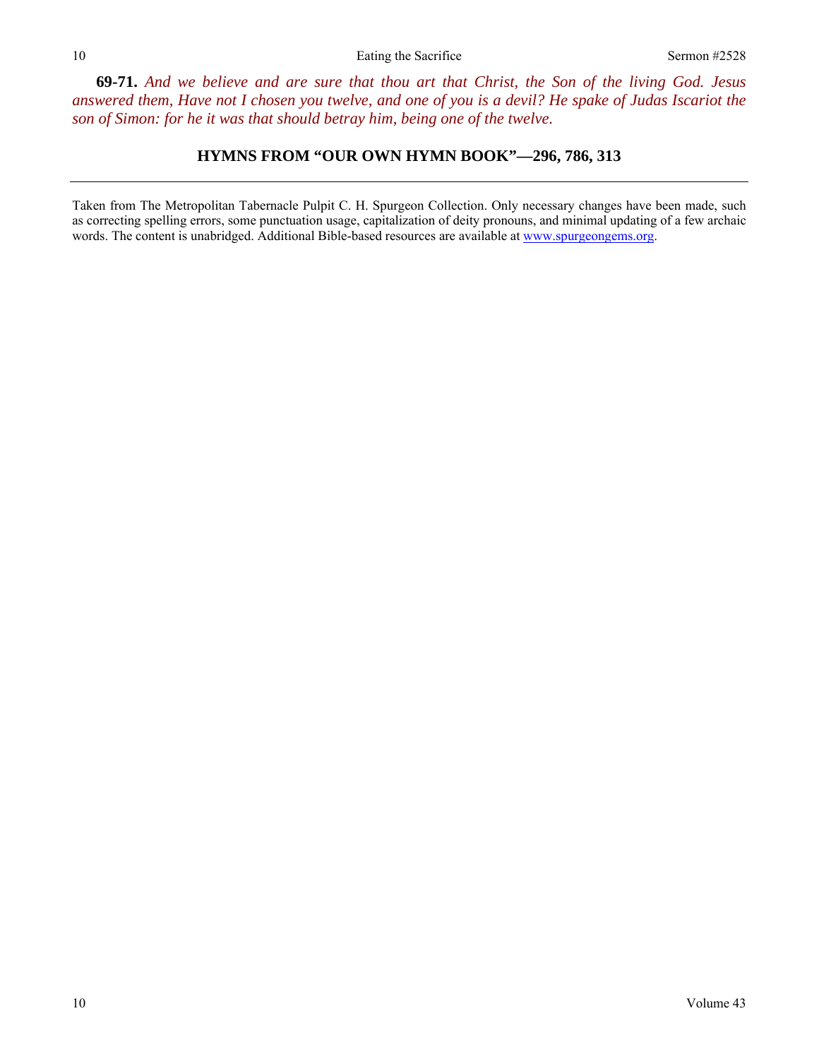**69-71.** *And we believe and are sure that thou art that Christ, the Son of the living God. Jesus answered them, Have not I chosen you twelve, and one of you is a devil? He spake of Judas Iscariot the son of Simon: for he it was that should betray him, being one of the twelve.*

## HYMNS FROM "OUR OWN HYMN BOOK"—296, 786, 313

---

Taken from The Metropolitan Tabernacle Pulpit C. H. Spurgeon Collection. Only necessary changes have been made, such as correcting spelling errors, some punctuation usage, capitalization of deity pronouns, and minimal updating of a few archaic words. The content is unabridged. Additional Bible-based resources are available at www.spurgeongems.org.